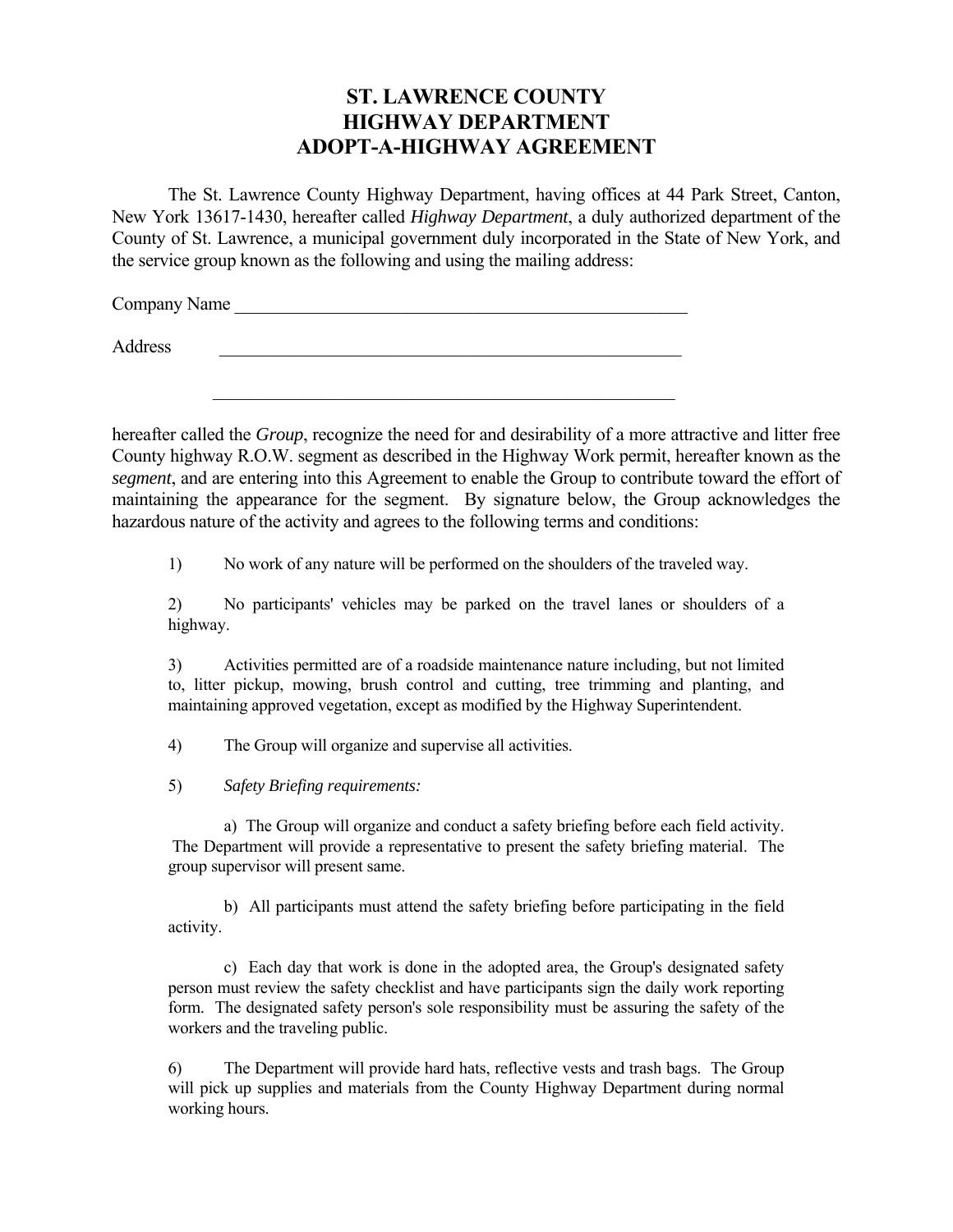# ST. LAWRENCE COUNTY
# HIGHWAY DEPARTMENT
# ADOPT-A-HIGHWAY AGREEMENT

The St. Lawrence County Highway Department, having offices at 44 Park Street, Canton, New York 13617-1430, hereafter called *Highway Department*, a duly authorized department of the County of St. Lawrence, a municipal government duly incorporated in the State of New York, and the service group known as the following and using the mailing address:

Company Name ____________________________________________________

Address ____________________________________________________

____________________________________________________

hereafter called the *Group*, recognize the need for and desirability of a more attractive and litter free County highway R.O.W. segment as described in the Highway Work permit, hereafter known as the *segment*, and are entering into this Agreement to enable the Group to contribute toward the effort of maintaining the appearance for the segment. By signature below, the Group acknowledges the hazardous nature of the activity and agrees to the following terms and conditions:

1) No work of any nature will be performed on the shoulders of the traveled way.

2) No participants' vehicles may be parked on the travel lanes or shoulders of a highway.

3) Activities permitted are of a roadside maintenance nature including, but not limited to, litter pickup, mowing, brush control and cutting, tree trimming and planting, and maintaining approved vegetation, except as modified by the Highway Superintendent.

4) The Group will organize and supervise all activities.

5) *Safety Briefing requirements:*

a) The Group will organize and conduct a safety briefing before each field activity. The Department will provide a representative to present the safety briefing material. The group supervisor will present same.

b) All participants must attend the safety briefing before participating in the field activity.

c) Each day that work is done in the adopted area, the Group's designated safety person must review the safety checklist and have participants sign the daily work reporting form. The designated safety person's sole responsibility must be assuring the safety of the workers and the traveling public.

6) The Department will provide hard hats, reflective vests and trash bags. The Group will pick up supplies and materials from the County Highway Department during normal working hours.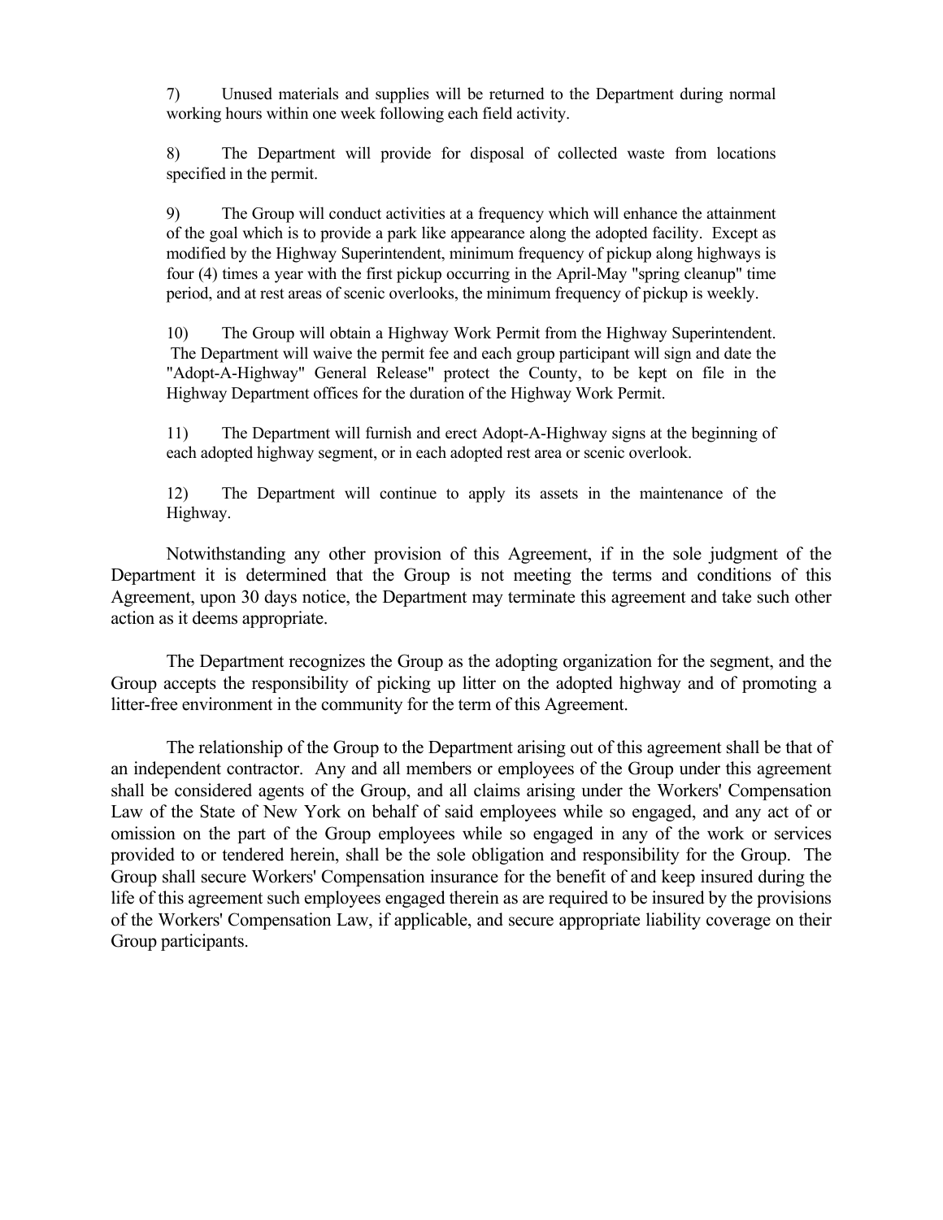7) Unused materials and supplies will be returned to the Department during normal working hours within one week following each field activity.

8) The Department will provide for disposal of collected waste from locations specified in the permit.

9) The Group will conduct activities at a frequency which will enhance the attainment of the goal which is to provide a park like appearance along the adopted facility. Except as modified by the Highway Superintendent, minimum frequency of pickup along highways is four (4) times a year with the first pickup occurring in the April-May "spring cleanup" time period, and at rest areas of scenic overlooks, the minimum frequency of pickup is weekly.

10) The Group will obtain a Highway Work Permit from the Highway Superintendent. The Department will waive the permit fee and each group participant will sign and date the "Adopt-A-Highway" General Release" protect the County, to be kept on file in the Highway Department offices for the duration of the Highway Work Permit.

11) The Department will furnish and erect Adopt-A-Highway signs at the beginning of each adopted highway segment, or in each adopted rest area or scenic overlook.

12) The Department will continue to apply its assets in the maintenance of the Highway.

Notwithstanding any other provision of this Agreement, if in the sole judgment of the Department it is determined that the Group is not meeting the terms and conditions of this Agreement, upon 30 days notice, the Department may terminate this agreement and take such other action as it deems appropriate.

The Department recognizes the Group as the adopting organization for the segment, and the Group accepts the responsibility of picking up litter on the adopted highway and of promoting a litter-free environment in the community for the term of this Agreement.

The relationship of the Group to the Department arising out of this agreement shall be that of an independent contractor. Any and all members or employees of the Group under this agreement shall be considered agents of the Group, and all claims arising under the Workers' Compensation Law of the State of New York on behalf of said employees while so engaged, and any act of or omission on the part of the Group employees while so engaged in any of the work or services provided to or tendered herein, shall be the sole obligation and responsibility for the Group. The Group shall secure Workers' Compensation insurance for the benefit of and keep insured during the life of this agreement such employees engaged therein as are required to be insured by the provisions of the Workers' Compensation Law, if applicable, and secure appropriate liability coverage on their Group participants.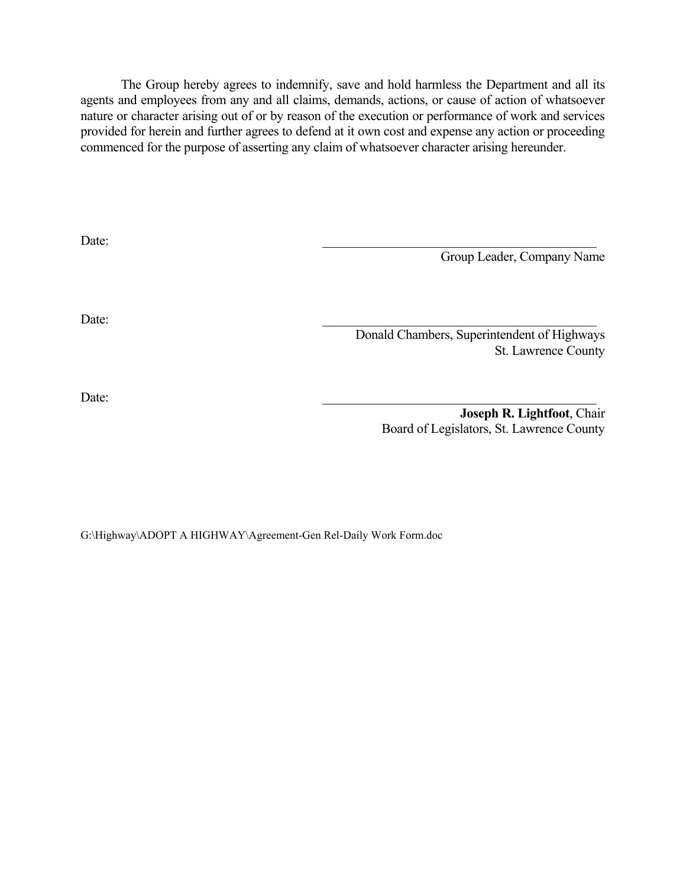The Group hereby agrees to indemnify, save and hold harmless the Department and all its agents and employees from any and all claims, demands, actions, or cause of action of whatsoever nature or character arising out of or by reason of the execution or performance of work and services provided for herein and further agrees to defend at it own cost and expense any action or proceeding commenced for the purpose of asserting any claim of whatsoever character arising hereunder.

Date: \_\_\_\_\_\_\_\_\_\_\_\_\_\_\_\_\_\_\_\_\_\_\_\_\_\_\_\_\_\_\_\_\_\_\_\_\_\_\_\_\_\_\_\_

Group Leader, Company Name

Date: \_\_\_\_\_\_\_\_\_\_\_\_\_\_\_\_\_\_\_\_\_\_\_\_\_\_\_\_\_\_\_\_\_\_\_\_\_\_\_\_\_\_\_\_

Donald Chambers, Superintendent of Highways
St. Lawrence County

Date: \_\_\_\_\_\_\_\_\_\_\_\_\_\_\_\_\_\_\_\_\_\_\_\_\_\_\_\_\_\_\_\_\_\_\_\_\_\_\_\_\_\_\_\_

**Joseph R. Lightfoot**, Chair
Board of Legislators, St. Lawrence County

G:\Highway\ADOPT A HIGHWAY\Agreement-Gen Rel-Daily Work Form.doc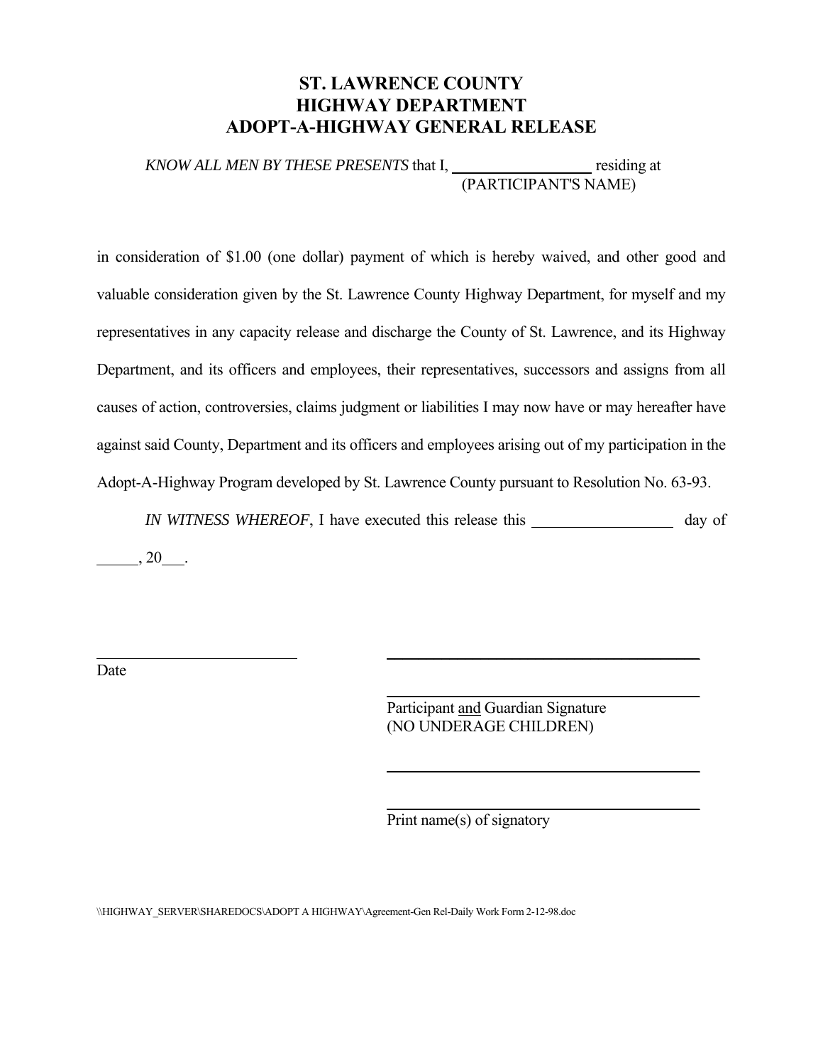# ST. LAWRENCE COUNTY
# HIGHWAY DEPARTMENT
# ADOPT-A-HIGHWAY GENERAL RELEASE

*KNOW ALL MEN BY THESE PRESENTS* that I, \_\_\_\_\_\_\_\_\_\_\_\_\_\_\_\_\_\_ residing at
(PARTICIPANT'S NAME)

in consideration of $1.00 (one dollar) payment of which is hereby waived, and other good and valuable consideration given by the St. Lawrence County Highway Department, for myself and my representatives in any capacity release and discharge the County of St. Lawrence, and its Highway Department, and its officers and employees, their representatives, successors and assigns from all causes of action, controversies, claims judgment or liabilities I may now have or may hereafter have against said County, Department and its officers and employees arising out of my participation in the Adopt-A-Highway Program developed by St. Lawrence County pursuant to Resolution No. 63-93.

*IN WITNESS WHEREOF*, I have executed this release this \_\_\_\_\_\_\_\_\_\_\_\_\_\_\_\_\_\_ day of \_\_\_\_\_, 20\_\_\_.

\_\_\_\_\_\_\_\_\_\_\_\_\_\_\_\_\_\_\_\_\_\_\_\_\_\_
Date

\_\_\_\_\_\_\_\_\_\_\_\_\_\_\_\_\_\_\_\_\_\_\_\_\_\_\_\_\_\_\_\_\_\_\_\_\_\_\_\_

\_\_\_\_\_\_\_\_\_\_\_\_\_\_\_\_\_\_\_\_\_\_\_\_\_\_\_\_\_\_\_\_\_\_\_\_\_\_\_\_
Participant <u>and</u> Guardian Signature
(NO UNDERAGE CHILDREN)

\_\_\_\_\_\_\_\_\_\_\_\_\_\_\_\_\_\_\_\_\_\_\_\_\_\_\_\_\_\_\_\_\_\_\_\_\_\_\_\_

\_\_\_\_\_\_\_\_\_\_\_\_\_\_\_\_\_\_\_\_\_\_\_\_\_\_\_\_\_\_\_\_\_\_\_\_\_\_\_\_
Print name(s) of signatory

\\HIGHWAY_SERVER\SHAREDOCS\ADOPT A HIGHWAY\Agreement-Gen Rel-Daily Work Form 2-12-98.doc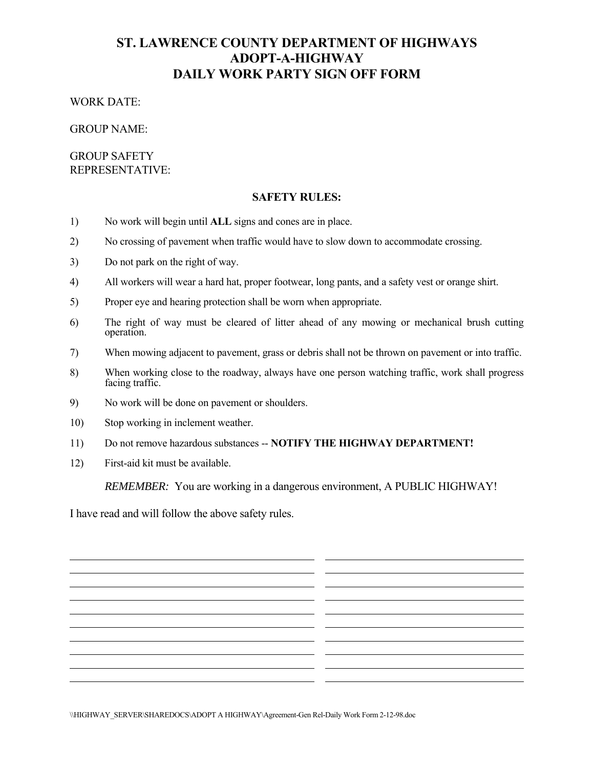# ST. LAWRENCE COUNTY DEPARTMENT OF HIGHWAYS
# ADOPT-A-HIGHWAY
# DAILY WORK PARTY SIGN OFF FORM

WORK DATE:

GROUP NAME:

GROUP SAFETY
REPRESENTATIVE:

**SAFETY RULES:**

1) No work will begin until **ALL** signs and cones are in place.
2) No crossing of pavement when traffic would have to slow down to accommodate crossing.
3) Do not park on the right of way.
4) All workers will wear a hard hat, proper footwear, long pants, and a safety vest or orange shirt.
5) Proper eye and hearing protection shall be worn when appropriate.
6) The right of way must be cleared of litter ahead of any mowing or mechanical brush cutting operation.
7) When mowing adjacent to pavement, grass or debris shall not be thrown on pavement or into traffic.
8) When working close to the roadway, always have one person watching traffic, work shall progress facing traffic.
9) No work will be done on pavement or shoulders.
10) Stop working in inclement weather.
11) Do not remove hazardous substances -- **NOTIFY THE HIGHWAY DEPARTMENT!**
12) First-aid kit must be available.

*REMEMBER:* You are working in a dangerous environment, A PUBLIC HIGHWAY!

I have read and will follow the above safety rules.

| | |
|---|---|
| | |
| | |
| | |
| | |
| | |
| | |
| | |
| | |
| | |
| | |

\\HIGHWAY_SERVER\SHAREDOCS\ADOPT A HIGHWAY\Agreement-Gen Rel-Daily Work Form 2-12-98.doc